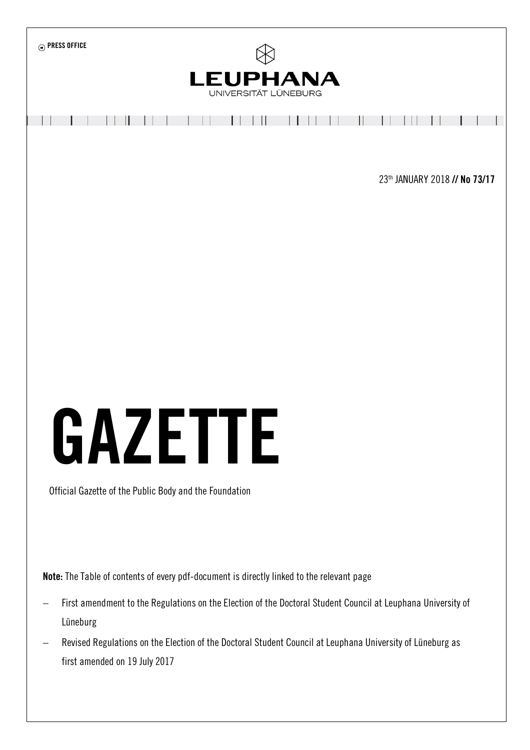PRESS OFFICE

LEUPHANA

UNIVERSITÄT LÜNEBURG

23th JANUARY 2018 **// No 73/17**

# GAZETTE

Official Gazette of the Public Body and the Foundation

**Note:** The Table of contents of every pdf-document is directly linked to the relevant page

- First amendment to the Regulations on the Election of the Doctoral Student Council at Leuphana University of Lüneburg
- Revised Regulations on the Election of the Doctoral Student Council at Leuphana University of Lüneburg as first amended on 19 July 2017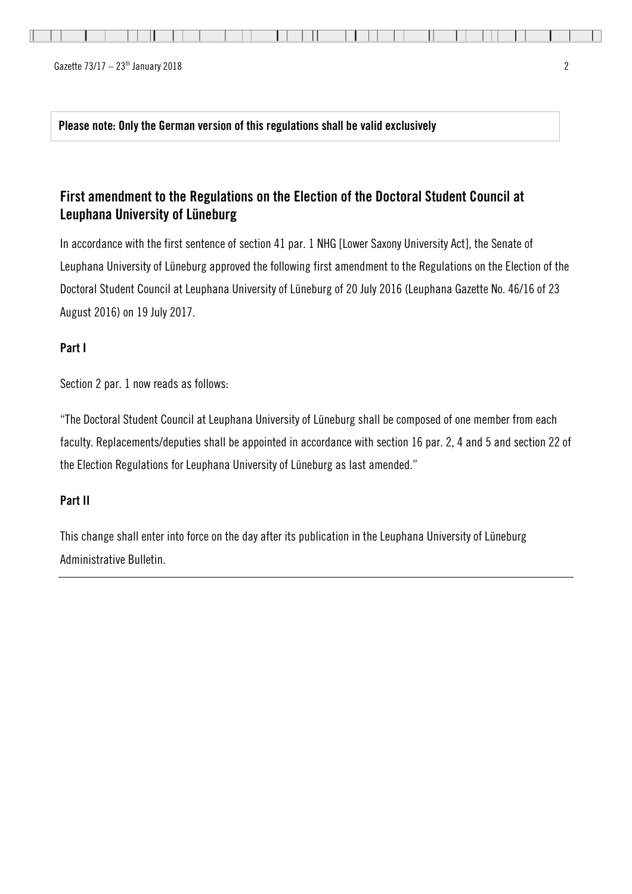**Please note: Only the German version of this regulations shall be valid exclusively**

## First amendment to the Regulations on the Election of the Doctoral Student Council at Leuphana University of Lüneburg

In accordance with the first sentence of section 41 par. 1 NHG [Lower Saxony University Act], the Senate of Leuphana University of Lüneburg approved the following first amendment to the Regulations on the Election of the Doctoral Student Council at Leuphana University of Lüneburg of 20 July 2016 (Leuphana Gazette No. 46/16 of 23 August 2016) on 19 July 2017.

### Part I

Section 2 par. 1 now reads as follows:

"The Doctoral Student Council at Leuphana University of Lüneburg shall be composed of one member from each faculty. Replacements/deputies shall be appointed in accordance with section 16 par. 2, 4 and 5 and section 22 of the Election Regulations for Leuphana University of Lüneburg as last amended."

### Part II

This change shall enter into force on the day after its publication in the Leuphana University of Lüneburg Administrative Bulletin.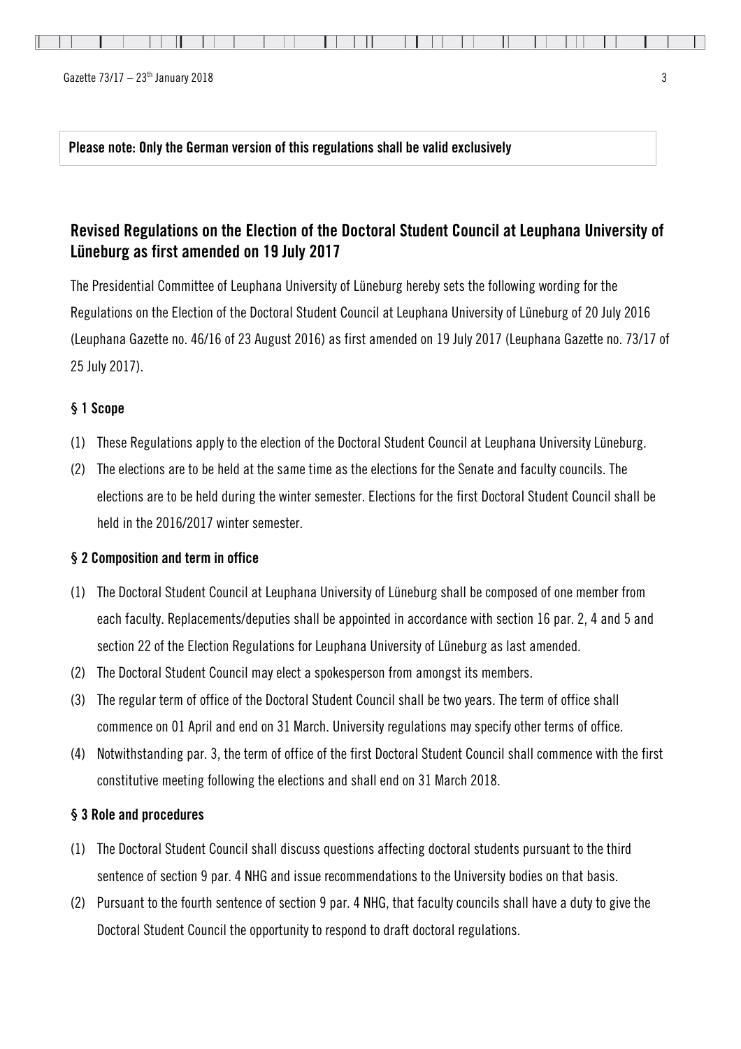**Please note: Only the German version of this regulations shall be valid exclusively**

## Revised Regulations on the Election of the Doctoral Student Council at Leuphana University of Lüneburg as first amended on 19 July 2017

The Presidential Committee of Leuphana University of Lüneburg hereby sets the following wording for the Regulations on the Election of the Doctoral Student Council at Leuphana University of Lüneburg of 20 July 2016 (Leuphana Gazette no. 46/16 of 23 August 2016) as first amended on 19 July 2017 (Leuphana Gazette no. 73/17 of 25 July 2017).

### § 1 Scope

(1) These Regulations apply to the election of the Doctoral Student Council at Leuphana University Lüneburg.

(2) The elections are to be held at the same time as the elections for the Senate and faculty councils. The elections are to be held during the winter semester. Elections for the first Doctoral Student Council shall be held in the 2016/2017 winter semester.

### § 2 Composition and term in office

(1) The Doctoral Student Council at Leuphana University of Lüneburg shall be composed of one member from each faculty. Replacements/deputies shall be appointed in accordance with section 16 par. 2, 4 and 5 and section 22 of the Election Regulations for Leuphana University of Lüneburg as last amended.

(2) The Doctoral Student Council may elect a spokesperson from amongst its members.

(3) The regular term of office of the Doctoral Student Council shall be two years. The term of office shall commence on 01 April and end on 31 March. University regulations may specify other terms of office.

(4) Notwithstanding par. 3, the term of office of the first Doctoral Student Council shall commence with the first constitutive meeting following the elections and shall end on 31 March 2018.

### § 3 Role and procedures

(1) The Doctoral Student Council shall discuss questions affecting doctoral students pursuant to the third sentence of section 9 par. 4 NHG and issue recommendations to the University bodies on that basis.

(2) Pursuant to the fourth sentence of section 9 par. 4 NHG, that faculty councils shall have a duty to give the Doctoral Student Council the opportunity to respond to draft doctoral regulations.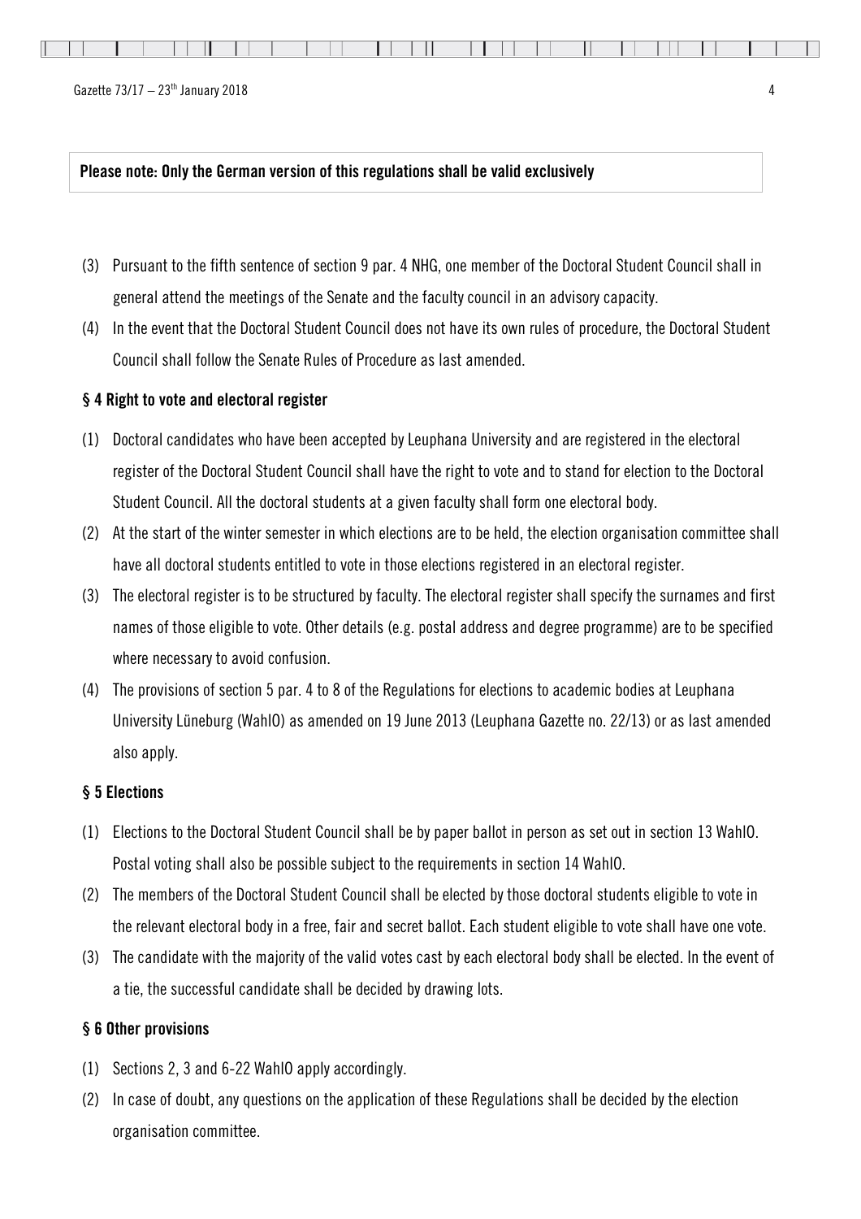**Please note: Only the German version of this regulations shall be valid exclusively**

(3) Pursuant to the fifth sentence of section 9 par. 4 NHG, one member of the Doctoral Student Council shall in general attend the meetings of the Senate and the faculty council in an advisory capacity.

(4) In the event that the Doctoral Student Council does not have its own rules of procedure, the Doctoral Student Council shall follow the Senate Rules of Procedure as last amended.

### § 4 Right to vote and electoral register

(1) Doctoral candidates who have been accepted by Leuphana University and are registered in the electoral register of the Doctoral Student Council shall have the right to vote and to stand for election to the Doctoral Student Council. All the doctoral students at a given faculty shall form one electoral body.

(2) At the start of the winter semester in which elections are to be held, the election organisation committee shall have all doctoral students entitled to vote in those elections registered in an electoral register.

(3) The electoral register is to be structured by faculty. The electoral register shall specify the surnames and first names of those eligible to vote. Other details (e.g. postal address and degree programme) are to be specified where necessary to avoid confusion.

(4) The provisions of section 5 par. 4 to 8 of the Regulations for elections to academic bodies at Leuphana University Lüneburg (WahlO) as amended on 19 June 2013 (Leuphana Gazette no. 22/13) or as last amended also apply.

### § 5 Elections

(1) Elections to the Doctoral Student Council shall be by paper ballot in person as set out in section 13 WahlO. Postal voting shall also be possible subject to the requirements in section 14 WahlO.

(2) The members of the Doctoral Student Council shall be elected by those doctoral students eligible to vote in the relevant electoral body in a free, fair and secret ballot. Each student eligible to vote shall have one vote.

(3) The candidate with the majority of the valid votes cast by each electoral body shall be elected. In the event of a tie, the successful candidate shall be decided by drawing lots.

### § 6 Other provisions

(1) Sections 2, 3 and 6-22 WahlO apply accordingly.

(2) In case of doubt, any questions on the application of these Regulations shall be decided by the election organisation committee.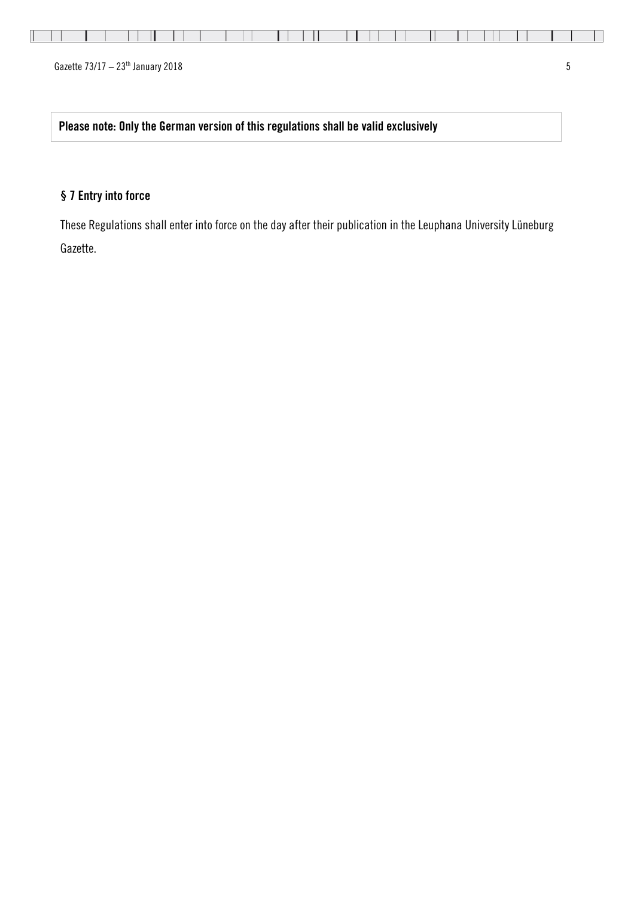**Please note: Only the German version of this regulations shall be valid exclusively**

## § 7 Entry into force

These Regulations shall enter into force on the day after their publication in the Leuphana University Lüneburg Gazette.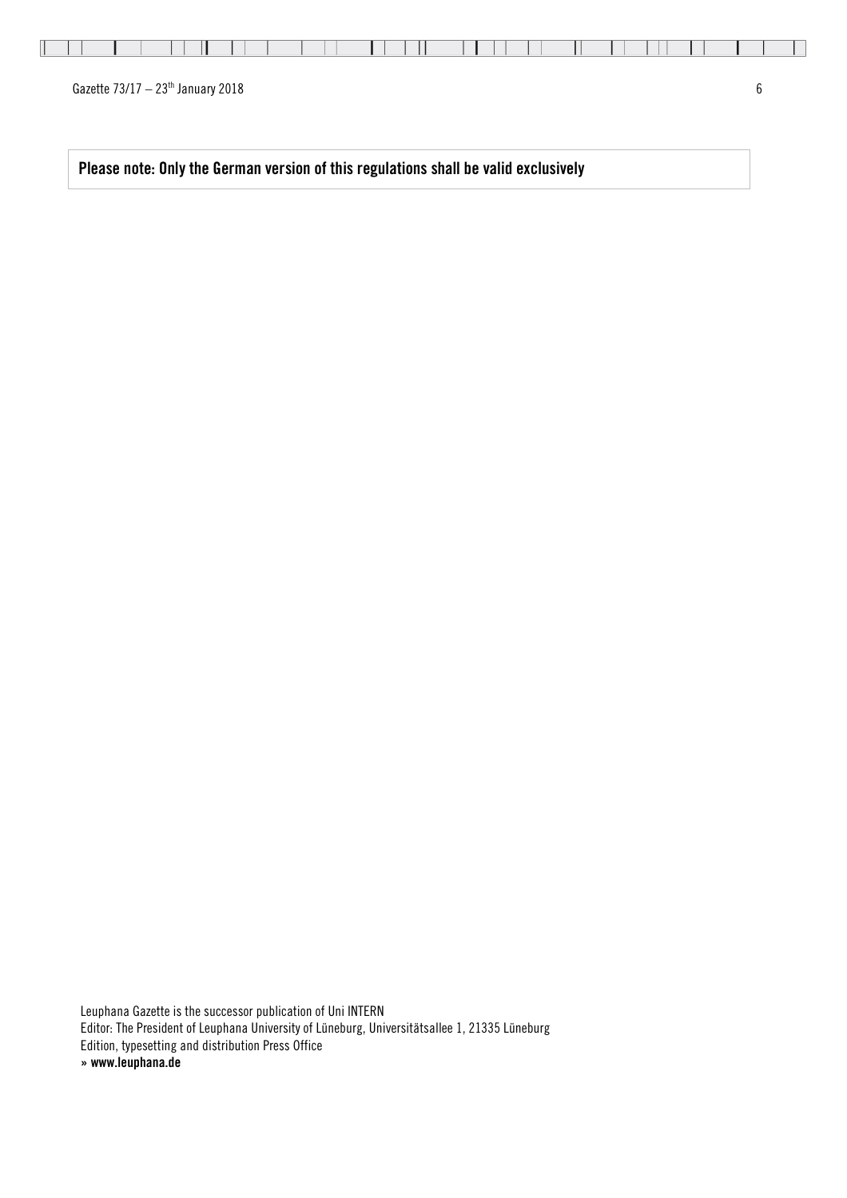**Please note: Only the German version of this regulations shall be valid exclusively**

Leuphana Gazette is the successor publication of Uni INTERN
Editor: The President of Leuphana University of Lüneburg, Universitätsallee 1, 21335 Lüneburg
Edition, typesetting and distribution Press Office
**» www.leuphana.de**